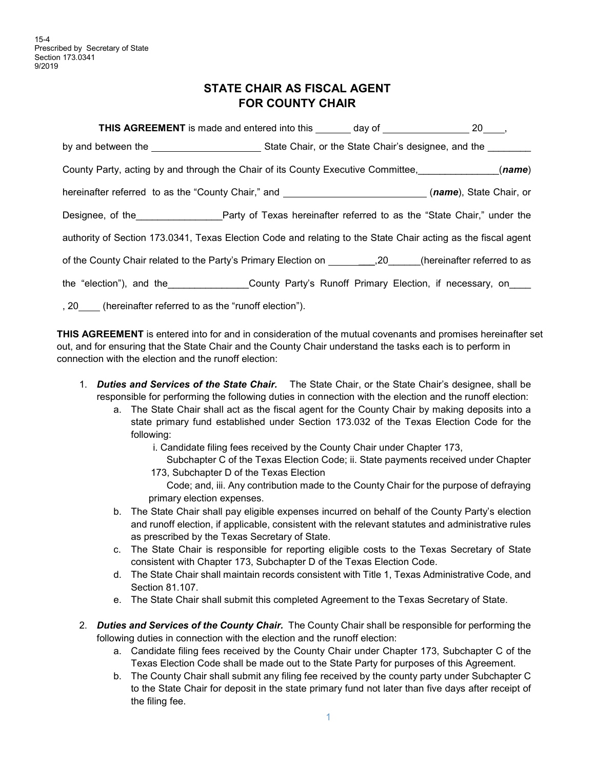15-4
Prescribed by Secretary of State
Section 173.0341
9/2019

# STATE CHAIR AS FISCAL AGENT FOR COUNTY CHAIR

**THIS AGREEMENT** is made and entered into this _______ day of ________________ 20____, by and between the ____________________ State Chair, or the State Chair's designee, and the ________ County Party, acting by and through the Chair of its County Executive Committee,_______________(***name***) hereinafter referred to as the "County Chair," and ___________________________ (***name***), State Chair, or Designee, of the________________Party of Texas hereinafter referred to as the "State Chair," under the authority of Section 173.0341, Texas Election Code and relating to the State Chair acting as the fiscal agent of the County Chair related to the Party's Primary Election on ___________,20______(hereinafter referred to as the "election"), and the_______________County Party's Runoff Primary Election, if necessary, on____ , 20____ (hereinafter referred to as the "runoff election").

**THIS AGREEMENT** is entered into for and in consideration of the mutual covenants and promises hereinafter set out, and for ensuring that the State Chair and the County Chair understand the tasks each is to perform in connection with the election and the runoff election:

1. ***Duties and Services of the State Chair.*** The State Chair, or the State Chair's designee, shall be responsible for performing the following duties in connection with the election and the runoff election:
   a. The State Chair shall act as the fiscal agent for the County Chair by making deposits into a state primary fund established under Section 173.032 of the Texas Election Code for the following:
      i. Candidate filing fees received by the County Chair under Chapter 173, Subchapter C of the Texas Election Code; ii. State payments received under Chapter 173, Subchapter D of the Texas Election Code; and, iii. Any contribution made to the County Chair for the purpose of defraying primary election expenses.
   b. The State Chair shall pay eligible expenses incurred on behalf of the County Party's election and runoff election, if applicable, consistent with the relevant statutes and administrative rules as prescribed by the Texas Secretary of State.
   c. The State Chair is responsible for reporting eligible costs to the Texas Secretary of State consistent with Chapter 173, Subchapter D of the Texas Election Code.
   d. The State Chair shall maintain records consistent with Title 1, Texas Administrative Code, and Section 81.107.
   e. The State Chair shall submit this completed Agreement to the Texas Secretary of State.

2. ***Duties and Services of the County Chair.*** The County Chair shall be responsible for performing the following duties in connection with the election and the runoff election:
   a. Candidate filing fees received by the County Chair under Chapter 173, Subchapter C of the Texas Election Code shall be made out to the State Party for purposes of this Agreement.
   b. The County Chair shall submit any filing fee received by the county party under Subchapter C to the State Chair for deposit in the state primary fund not later than five days after receipt of the filing fee.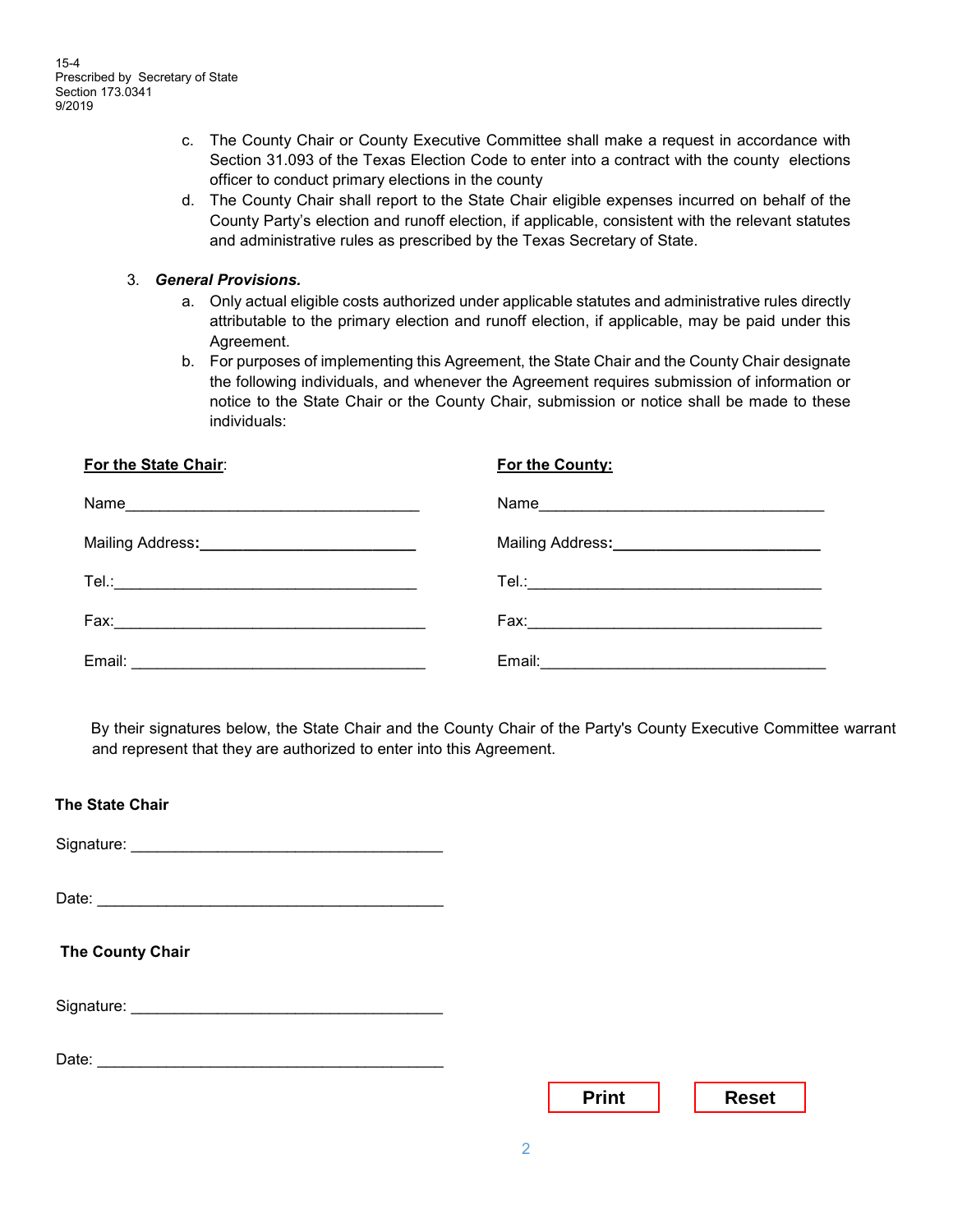15-4
Prescribed by Secretary of State
Section 173.0341
9/2019

c. The County Chair or County Executive Committee shall make a request in accordance with Section 31.093 of the Texas Election Code to enter into a contract with the county elections officer to conduct primary elections in the county

d. The County Chair shall report to the State Chair eligible expenses incurred on behalf of the County Party's election and runoff election, if applicable, consistent with the relevant statutes and administrative rules as prescribed by the Texas Secretary of State.

3. ***General Provisions.***

   a. Only actual eligible costs authorized under applicable statutes and administrative rules directly attributable to the primary election and runoff election, if applicable, may be paid under this Agreement.

   b. For purposes of implementing this Agreement, the State Chair and the County Chair designate the following individuals, and whenever the Agreement requires submission of information or notice to the State Chair or the County Chair, submission or notice shall be made to these individuals:

**For the State Chair**:

Name__________________________________

Mailing Address**:**_________________________

Tel.:___________________________________

Fax:___________________________________

Email: _________________________________

**For the County:**

Name__________________________________

Mailing Address**:**_________________________

Tel.:___________________________________

Fax:___________________________________

Email:_________________________________

By their signatures below, the State Chair and the County Chair of the Party's County Executive Committee warrant and represent that they are authorized to enter into this Agreement.

**The State Chair**

Signature: ____________________________________

Date: ________________________________________

**The County Chair**

Signature: ____________________________________

Date: ________________________________________

Print    Reset